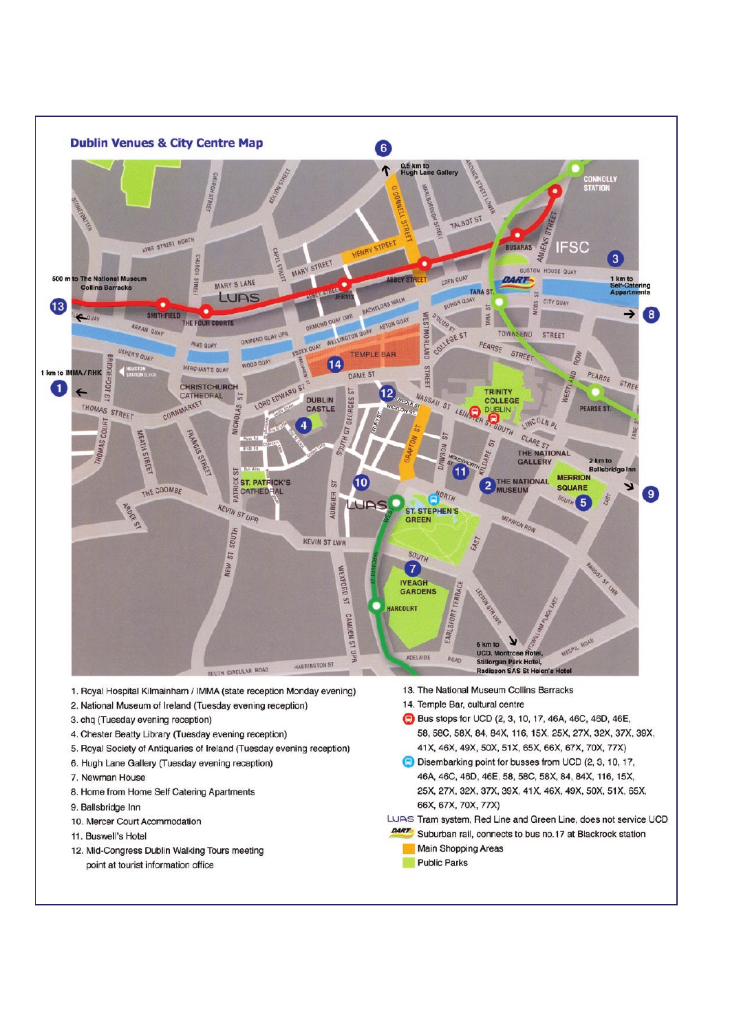## Dublin Venues & City Centre Map

1. Royal Hospital Kilmainham / IMMA (state reception Monday evening)
2. National Museum of Ireland (Tuesday evening reception)
3. chq (Tuesday evening reception)
4. Chester Beatty Library (Tuesday evening reception)
5. Royal Society of Antiquaries of Ireland (Tuesday evening reception)
6. Hugh Lane Gallery (Tuesday evening reception)
7. Newman House
8. Home from Home Self Catering Apartments
9. Ballsbridge Inn
10. Mercer Court Acommodation
11. Buswell's Hotel
12. Mid-Congress Dublin Walking Tours meeting point at tourist information office
13. The National Museum Collins Barracks
14. Temple Bar, cultural centre

- Bus stops for UCD (2, 3, 10, 17, 46A, 46C, 46D, 46E, 58, 58C, 58X, 84, 84X, 116, 15X, 25X, 27X, 32X, 37X, 39X, 41X, 46X, 49X, 50X, 51X, 65X, 66X, 67X, 70X, 77X)
- Disembarking point for busses from UCD (2, 3, 10, 17, 46A, 46C, 46D, 46E, 58, 58C, 58X, 84, 84X, 116, 15X, 25X, 27X, 32X, 37X, 39X, 41X, 46X, 49X, 50X, 51X, 65X, 66X, 67X, 70X, 77X)
- LUAS Tram system, Red Line and Green Line, does not service UCD
- DART Suburban rail, connects to bus no.17 at Blackrock station
- Main Shopping Areas
- Public Parks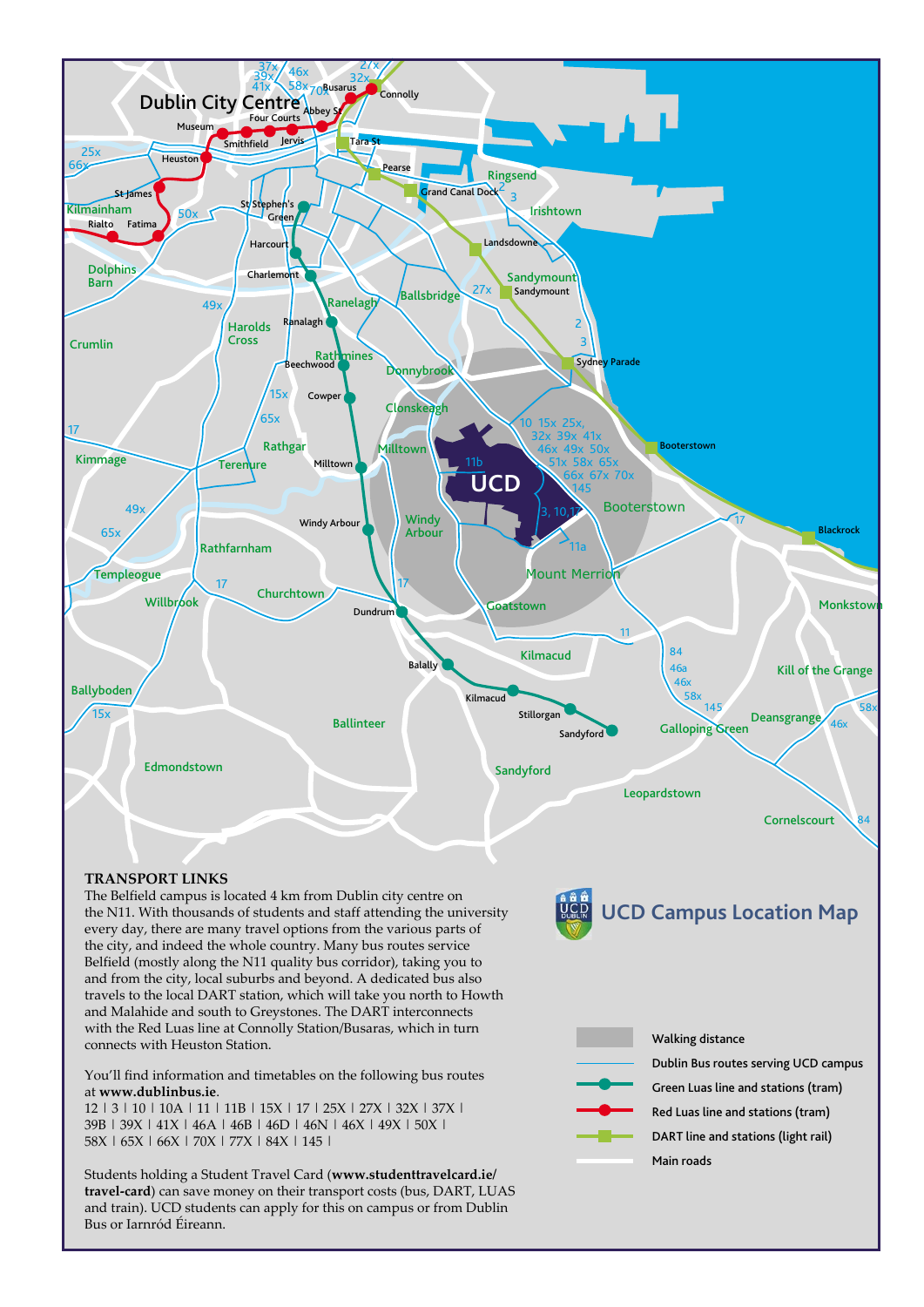## UCD Campus Location Map

### TRANSPORT LINKS

The Belfield campus is located 4 km from Dublin city centre on the N11. With thousands of students and staff attending the university every day, there are many travel options from the various parts of the city, and indeed the whole country. Many bus routes service Belfield (mostly along the N11 quality bus corridor), taking you to and from the city, local suburbs and beyond. A dedicated bus also travels to the local DART station, which will take you north to Howth and Malahide and south to Greystones. The DART interconnects with the Red Luas line at Connolly Station/Busaras, which in turn connects with Heuston Station.

You'll find information and timetables on the following bus routes at **www.dublinbus.ie**.
12 | 3 | 10 | 10A | 11 | 11B | 15X | 17 | 25X | 27X | 32X | 37X | 39B | 39X | 41X | 46A | 46B | 46D | 46N | 46X | 49X | 50X | 58X | 65X | 66X | 70X | 77X | 84X | 145 |

Students holding a Student Travel Card (**www.studenttravelcard.ie/travel-card**) can save money on their transport costs (bus, DART, LUAS and train). UCD students can apply for this on campus or from Dublin Bus or Iarnród Éireann.

- Walking distance
- Dublin Bus routes serving UCD campus
- Green Luas line and stations (tram)
- Red Luas line and stations (tram)
- DART line and stations (light rail)
- Main roads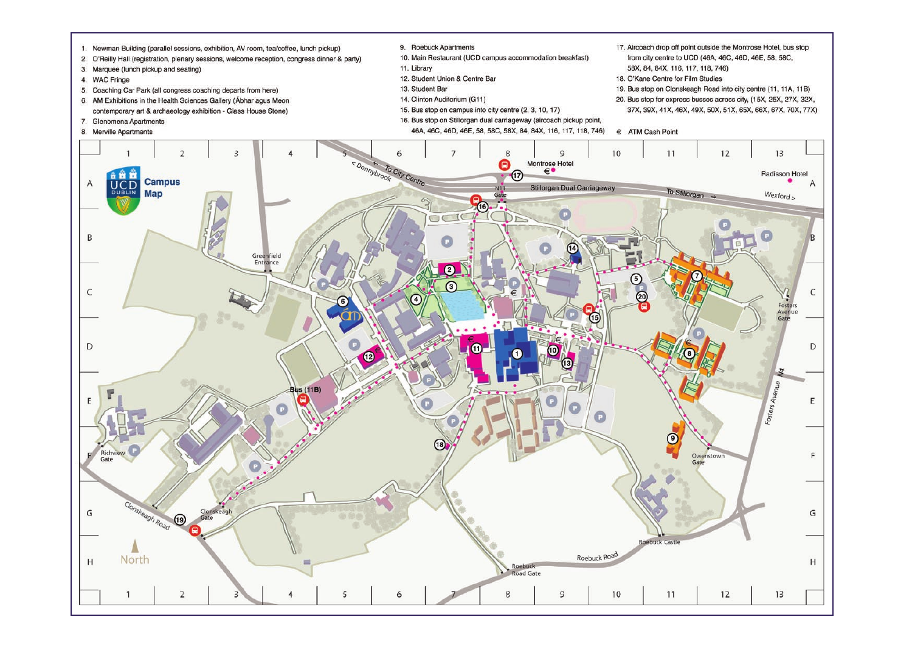1. Newman Building (parallel sessions, exhibition, AV room, tea/coffee, lunch pickup)
2. O'Reilly Hall (registration, plenary sessions, welcome reception, congress dinner & party)
3. Marquee (lunch pickup and seating)
4. WAC Fringe
5. Coaching Car Park (all congress coaching departs from here)
6. AM Exhibitions in the Health Sciences Gallery (Ábhar agus Meon contemporary art & archaeology exhibition - Glass House Stone)
7. Glenomena Apartments
8. Merville Apartments
9. Roebuck Apartments
10. Main Restaurant (UCD campus accommodation breakfast)
11. Library
12. Student Union & Centre Bar
13. Student Bar
14. Clinton Auditorium (G11)
15. Bus stop on campus into city centre (2, 3, 10, 17)
16. Bus stop on Stillorgan dual carriageway (aircoach pickup point, 46A, 46C, 46D, 46E, 58, 58C, 58X, 84, 84X, 116, 117, 118, 746)
17. Aircoach drop off point outside the Montrose Hotel, bus stop from city centre to UCD (46A, 46C, 46D, 46E, 58, 58C, 58X, 84, 84X, 116, 117, 118, 746)
18. O'Kane Centre for Film Studies
19. Bus stop on Clonskeagh Road into city centre (11, 11A, 11B)
20. Bus stop for express busses across city, (15X, 25X, 27X, 32X, 37X, 39X, 41X, 46X, 49X, 50X, 51X, 65X, 66X, 67X, 70X, 77X)

€ ATM Cash Point

UCD DUBLIN Campus Map

1 2 3 4 5 6 7 8 9 10 11 12 13

A B C D E F G H

< Donnybrook

To City Centre

Montrose Hotel

N11 Gate

Stillorgan Dual Carriageway

To Stillorgan →

Radisson Hotel

Wexford >

Greenfield Entrance

Fosters Avenue Gate

Fosters Avenue N4

Bus (11B)

Richview Gate

Owenstown Gate

Clonskeagh Road

Clonskeagh Gate

Roebuck Castle

Roebuck Road

Roebuck Road Gate

North